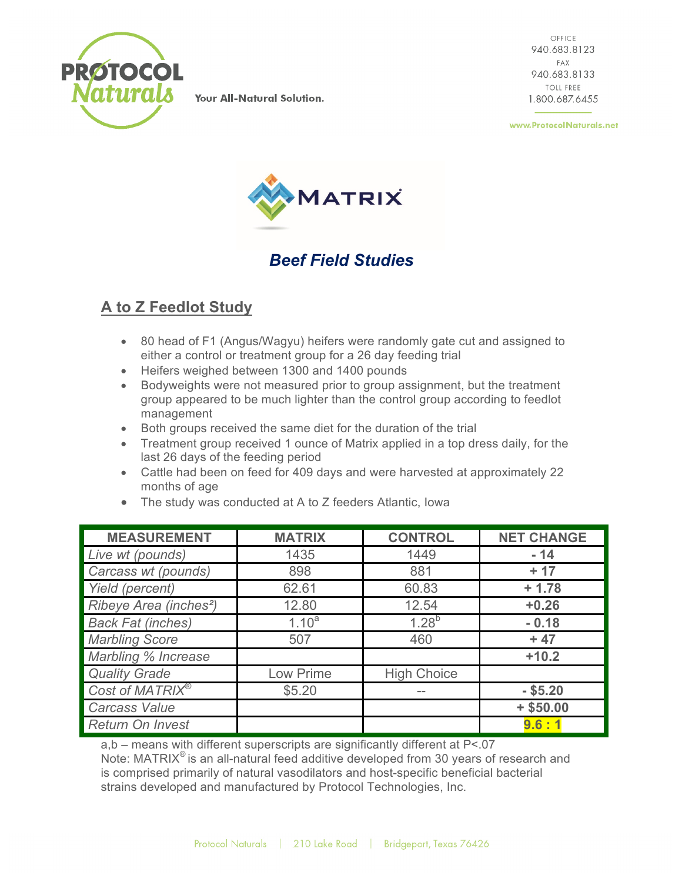PROTOCOL Naturals

Your All-Natural Solution.

OFFICE
940.683.8123
FAX
940.683.8133
TOLL FREE
1.800.687.6455

www.ProtocolNaturals.net

MATRIX

# Beef Field Studies

## A to Z Feedlot Study

- 80 head of F1 (Angus/Wagyu) heifers were randomly gate cut and assigned to either a control or treatment group for a 26 day feeding trial
- Heifers weighed between 1300 and 1400 pounds
- Bodyweights were not measured prior to group assignment, but the treatment group appeared to be much lighter than the control group according to feedlot management
- Both groups received the same diet for the duration of the trial
- Treatment group received 1 ounce of Matrix applied in a top dress daily, for the last 26 days of the feeding period
- Cattle had been on feed for 409 days and were harvested at approximately 22 months of age
- The study was conducted at A to Z feeders Atlantic, Iowa

| MEASUREMENT | MATRIX | CONTROL | NET CHANGE |
|---|---|---|---|
| *Live wt (pounds)* | 1435 | 1449 | **- 14** |
| *Carcass wt (pounds)* | 898 | 881 | **+ 17** |
| *Yield (percent)* | 62.61 | 60.83 | **+ 1.78** |
| *Ribeye Area (inches²)* | 12.80 | 12.54 | **+0.26** |
| *Back Fat (inches)* | 1.10[a] | 1.28[b] | **- 0.18** |
| *Marbling Score* | 507 | 460 | **+ 47** |
| *Marbling % Increase* | | | **+10.2** |
| *Quality Grade* | Low Prime | High Choice | |
| *Cost of MATRIX®* | $5.20 | -- | **- $5.20** |
| *Carcass Value* | | | **+ $50.00** |
| *Return On Invest* | | | **9.6 : 1** |

a,b – means with different superscripts are significantly different at $P<.07$

Note: MATRIX® is an all-natural feed additive developed from 30 years of research and is comprised primarily of natural vasodilators and host-specific beneficial bacterial strains developed and manufactured by Protocol Technologies, Inc.

Protocol Naturals | 210 Lake Road | Bridgeport, Texas 76426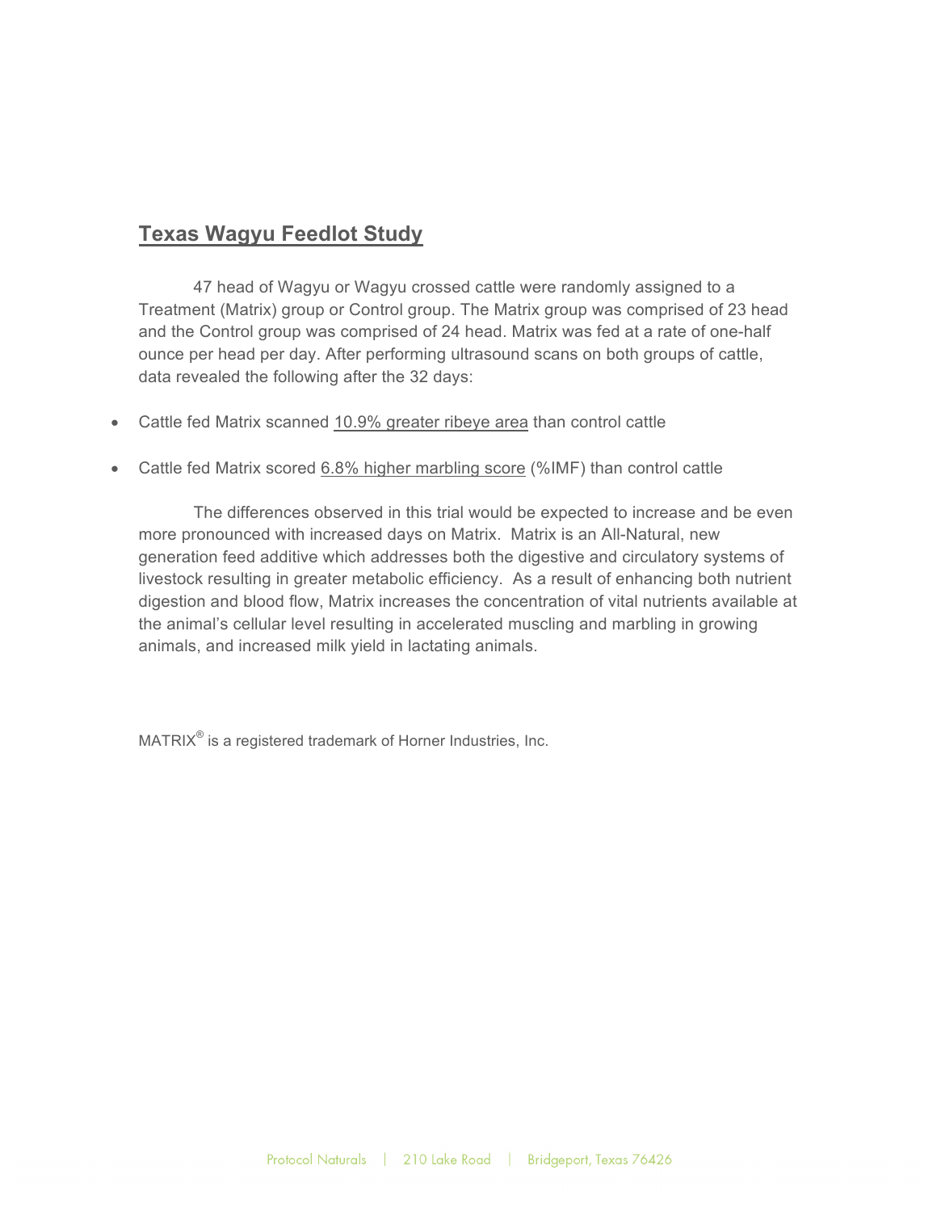## Texas Wagyu Feedlot Study

47 head of Wagyu or Wagyu crossed cattle were randomly assigned to a Treatment (Matrix) group or Control group. The Matrix group was comprised of 23 head and the Control group was comprised of 24 head. Matrix was fed at a rate of one-half ounce per head per day. After performing ultrasound scans on both groups of cattle, data revealed the following after the 32 days:

- Cattle fed Matrix scanned 10.9% greater ribeye area than control cattle
- Cattle fed Matrix scored 6.8% higher marbling score (%IMF) than control cattle

The differences observed in this trial would be expected to increase and be even more pronounced with increased days on Matrix. Matrix is an All-Natural, new generation feed additive which addresses both the digestive and circulatory systems of livestock resulting in greater metabolic efficiency. As a result of enhancing both nutrient digestion and blood flow, Matrix increases the concentration of vital nutrients available at the animal's cellular level resulting in accelerated muscling and marbling in growing animals, and increased milk yield in lactating animals.

MATRIX® is a registered trademark of Horner Industries, Inc.

Protocol Naturals | 210 Lake Road | Bridgeport, Texas 76426